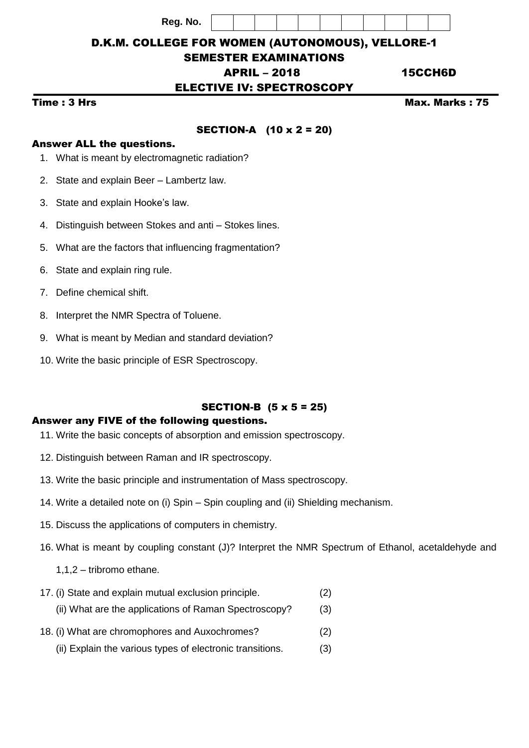Reg. No.

# D.K.M. COLLEGE FOR WOMEN (AUTONOMOUS), VELLORE-1

## SEMESTER EXAMINATIONS

## APRIL – 2018 15CCH6D

## ELECTIVE IV: SPECTROSCOPY

**Time : 3 Hrs** **Max. Marks : 75**

### SECTION-A (10 x 2 = 20)

**Answer ALL the questions.**

1. What is meant by electromagnetic radiation?
2. State and explain Beer – Lambertz law.
3. State and explain Hooke's law.
4. Distinguish between Stokes and anti – Stokes lines.
5. What are the factors that influencing fragmentation?
6. State and explain ring rule.
7. Define chemical shift.
8. Interpret the NMR Spectra of Toluene.
9. What is meant by Median and standard deviation?
10. Write the basic principle of ESR Spectroscopy.

### SECTION-B (5 x 5 = 25)

**Answer any FIVE of the following questions.**

11. Write the basic concepts of absorption and emission spectroscopy.
12. Distinguish between Raman and IR spectroscopy.
13. Write the basic principle and instrumentation of Mass spectroscopy.
14. Write a detailed note on (i) Spin – Spin coupling and (ii) Shielding mechanism.
15. Discuss the applications of computers in chemistry.
16. What is meant by coupling constant (J)? Interpret the NMR Spectrum of Ethanol, acetaldehyde and 1,1,2 – tribromo ethane.
17. (i) State and explain mutual exclusion principle. (2)
    (ii) What are the applications of Raman Spectroscopy? (3)
18. (i) What are chromophores and Auxochromes? (2)
    (ii) Explain the various types of electronic transitions. (3)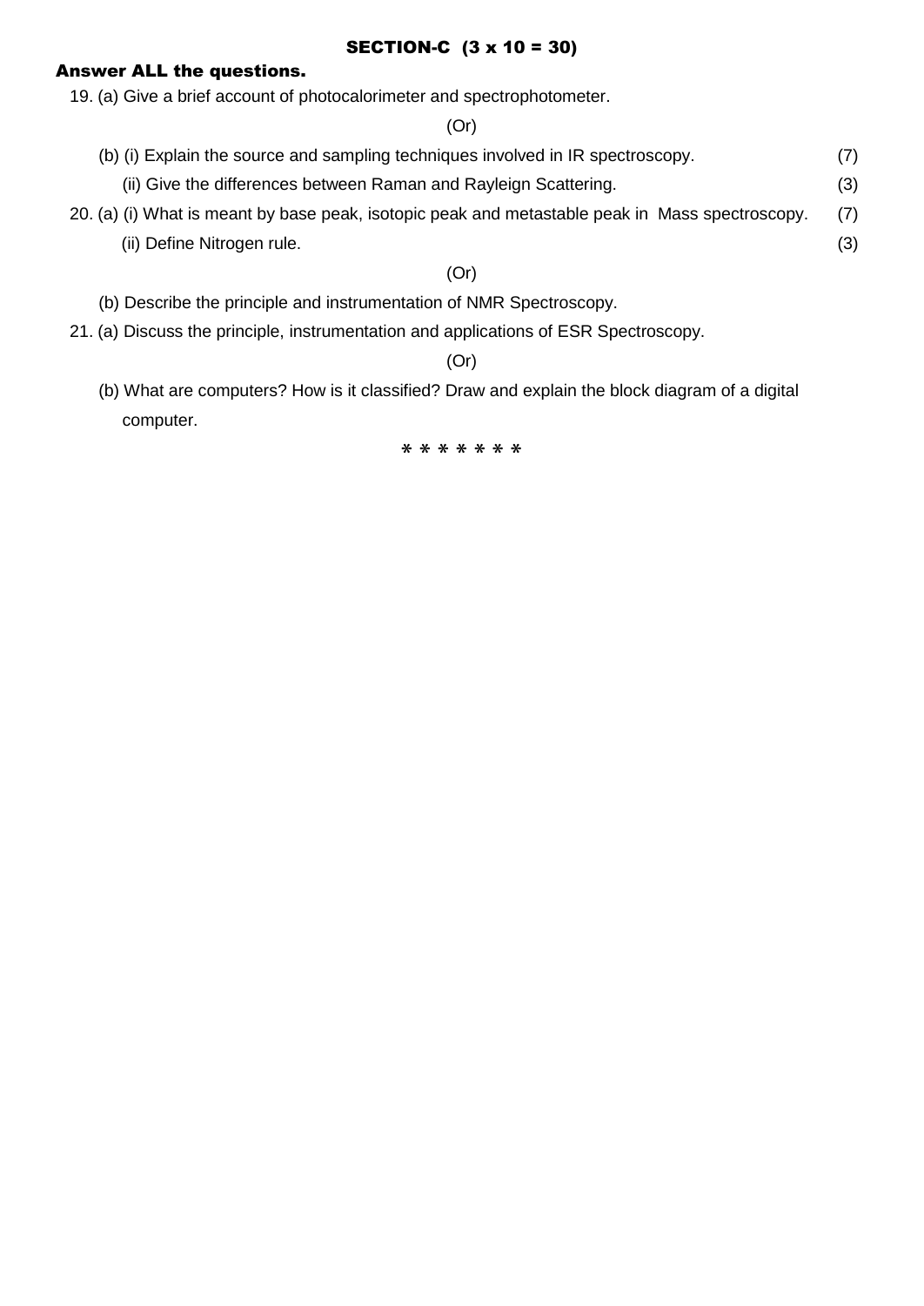## SECTION-C (3 x 10 = 30)

**Answer ALL the questions.**

19. (a) Give a brief account of photocalorimeter and spectrophotometer.

(Or)

(b) (i) Explain the source and sampling techniques involved in IR spectroscopy. (7)

(ii) Give the differences between Raman and Rayleign Scattering. (3)

20. (a) (i) What is meant by base peak, isotopic peak and metastable peak in Mass spectroscopy. (7)

(ii) Define Nitrogen rule. (3)

(Or)

(b) Describe the principle and instrumentation of NMR Spectroscopy.

21. (a) Discuss the principle, instrumentation and applications of ESR Spectroscopy.

(Or)

(b) What are computers? How is it classified? Draw and explain the block diagram of a digital computer.

* * * * * * *